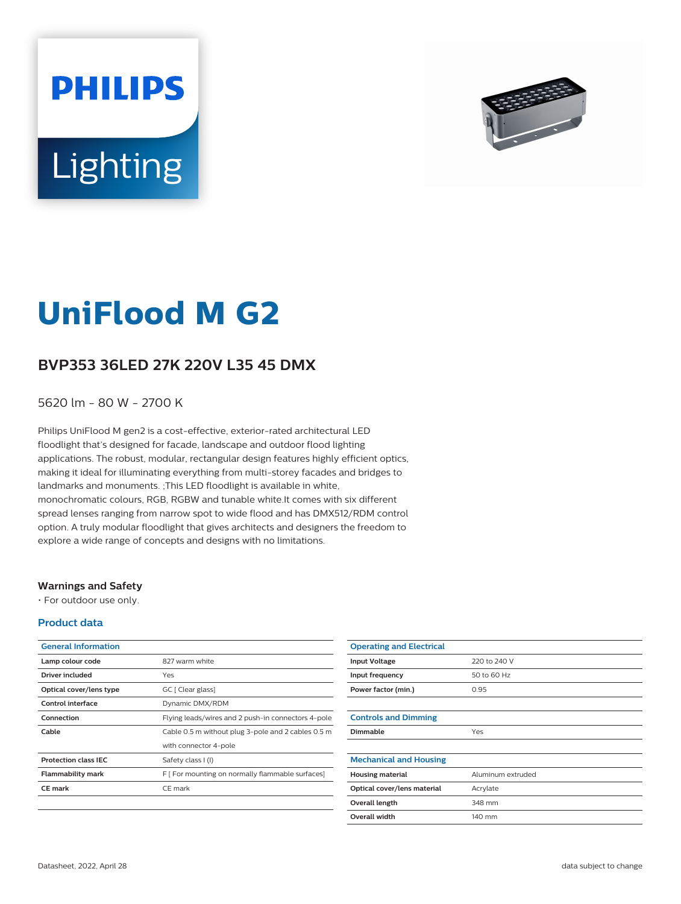PHILIPS

Lighting

# UniFlood M G2

## BVP353 36LED 27K 220V L35 45 DMX

5620 lm - 80 W - 2700 K

Philips UniFlood M gen2 is a cost-effective, exterior-rated architectural LED floodlight that's designed for facade, landscape and outdoor flood lighting applications. The robust, modular, rectangular design features highly efficient optics, making it ideal for illuminating everything from multi-storey facades and bridges to landmarks and monuments. ;This LED floodlight is available in white, monochromatic colours, RGB, RGBW and tunable white.It comes with six different spread lenses ranging from narrow spot to wide flood and has DMX512/RDM control option. A truly modular floodlight that gives architects and designers the freedom to explore a wide range of concepts and designs with no limitations.

### Warnings and Safety

- For outdoor use only.

### Product data

| General Information | |
|---|---|
| **Lamp colour code** | 827 warm white |
| **Driver included** | Yes |
| **Optical cover/lens type** | GC [ Clear glass] |
| **Control interface** | Dynamic DMX/RDM |
| **Connection** | Flying leads/wires and 2 push-in connectors 4-pole |
| **Cable** | Cable 0.5 m without plug 3-pole and 2 cables 0.5 m with connector 4-pole |
| **Protection class IEC** | Safety class I (I) |
| **Flammability mark** | F [ For mounting on normally flammable surfaces] |
| **CE mark** | CE mark |

| Operating and Electrical | |
|---|---|
| **Input Voltage** | 220 to 240 V |
| **Input frequency** | 50 to 60 Hz |
| **Power factor (min.)** | 0.95 |

| Controls and Dimming | |
|---|---|
| **Dimmable** | Yes |

| Mechanical and Housing | |
|---|---|
| **Housing material** | Aluminum extruded |
| **Optical cover/lens material** | Acrylate |
| **Overall length** | 348 mm |
| **Overall width** | 140 mm |

Datasheet, 2022, April 28

data subject to change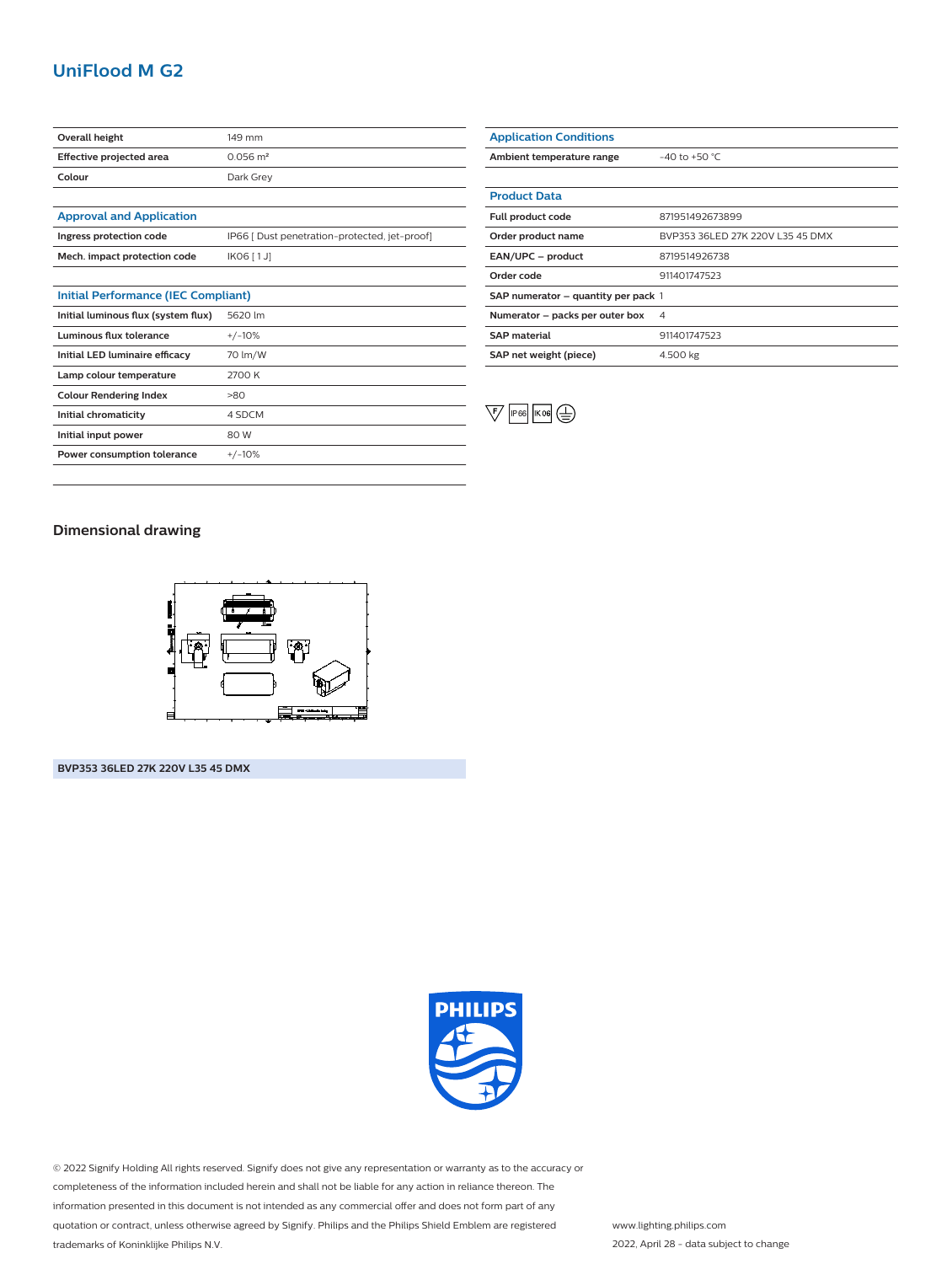# UniFlood M G2

| | |
|---|---|
| Overall height | 149 mm |
| Effective projected area | 0.056 m² |
| Colour | Dark Grey |

## Approval and Application

| | |
|---|---|
| Ingress protection code | IP66 [ Dust penetration-protected, jet-proof] |
| Mech. impact protection code | IK06 [ 1 J] |

## Initial Performance (IEC Compliant)

| | |
|---|---|
| Initial luminous flux (system flux) | 5620 lm |
| Luminous flux tolerance | +/-10% |
| Initial LED luminaire efficacy | 70 lm/W |
| Lamp colour temperature | 2700 K |
| Colour Rendering Index | >80 |
| Initial chromaticity | 4 SDCM |
| Initial input power | 80 W |
| Power consumption tolerance | +/-10% |

## Application Conditions

| | |
|---|---|
| Ambient temperature range | -40 to +50 °C |

## Product Data

| | |
|---|---|
| Full product code | 871951492673899 |
| Order product name | BVP353 36LED 27K 220V L35 45 DMX |
| EAN/UPC – product | 8719514926738 |
| Order code | 911401747523 |
| SAP numerator – quantity per pack | 1 |
| Numerator – packs per outer box | 4 |
| SAP material | 911401747523 |
| SAP net weight (piece) | 4.500 kg |

F IP66 IK06

## Dimensional drawing

**BVP353 36LED 27K 220V L35 45 DMX**

© 2022 Signify Holding All rights reserved. Signify does not give any representation or warranty as to the accuracy or completeness of the information included herein and shall not be liable for any action in reliance thereon. The information presented in this document is not intended as any commercial offer and does not form part of any quotation or contract, unless otherwise agreed by Signify. Philips and the Philips Shield Emblem are registered trademarks of Koninklijke Philips N.V.

www.lighting.philips.com

2022, April 28 - data subject to change